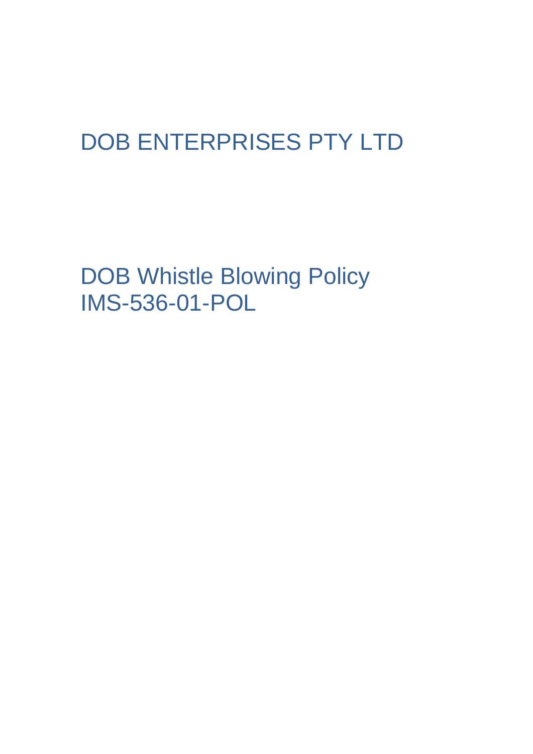# DOB ENTERPRISES PTY LTD

## DOB Whistle Blowing Policy
## IMS-536-01-POL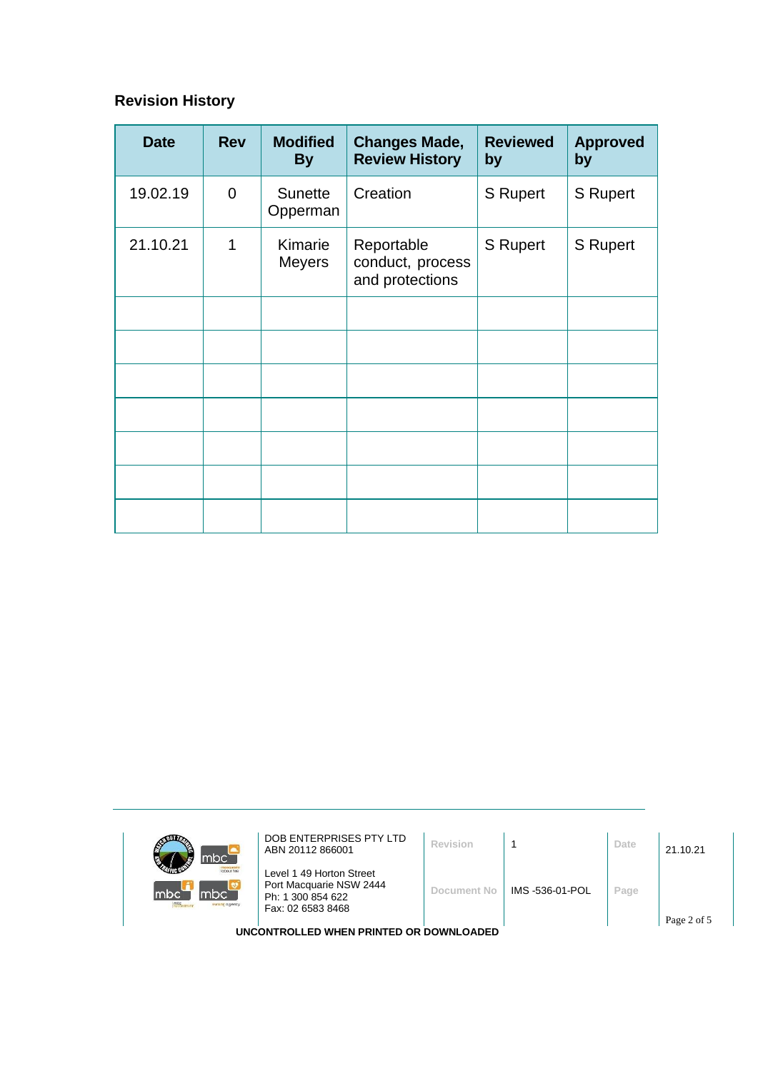## Revision History

| Date | Rev | Modified By | Changes Made, Review History | Reviewed by | Approved by |
|---|---|---|---|---|---|
| 19.02.19 | 0 | Sunette Opperman | Creation | S Rupert | S Rupert |
| 21.10.21 | 1 | Kimarie Meyers | Reportable conduct, process and protections | S Rupert | S Rupert |
| | | | | | |
| | | | | | |
| | | | | | |
| | | | | | |
| | | | | | |
| | | | | | |
| | | | | | |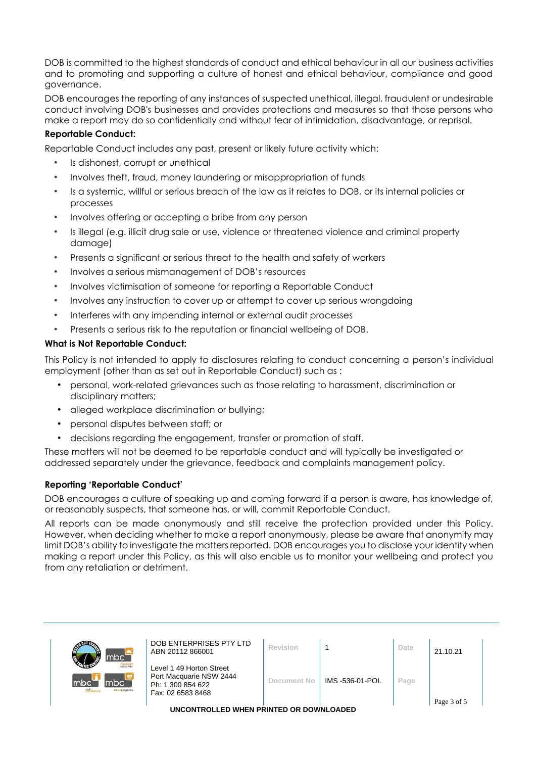DOB is committed to the highest standards of conduct and ethical behaviour in all our business activities and to promoting and supporting a culture of honest and ethical behaviour, compliance and good governance.

DOB encourages the reporting of any instances of suspected unethical, illegal, fraudulent or undesirable conduct involving DOB's businesses and provides protections and measures so that those persons who make a report may do so confidentially and without fear of intimidation, disadvantage, or reprisal.

**Reportable Conduct:**

Reportable Conduct includes any past, present or likely future activity which:

- Is dishonest, corrupt or unethical
- Involves theft, fraud, money laundering or misappropriation of funds
- Is a systemic, willful or serious breach of the law as it relates to DOB, or its internal policies or processes
- Involves offering or accepting a bribe from any person
- Is illegal (e.g. illicit drug sale or use, violence or threatened violence and criminal property damage)
- Presents a significant or serious threat to the health and safety of workers
- Involves a serious mismanagement of DOB's resources
- Involves victimisation of someone for reporting a Reportable Conduct
- Involves any instruction to cover up or attempt to cover up serious wrongdoing
- Interferes with any impending internal or external audit processes
- Presents a serious risk to the reputation or financial wellbeing of DOB.

**What is Not Reportable Conduct:**

This Policy is not intended to apply to disclosures relating to conduct concerning a person's individual employment (other than as set out in Reportable Conduct) such as :

- personal, work-related grievances such as those relating to harassment, discrimination or disciplinary matters;
- alleged workplace discrimination or bullying;
- personal disputes between staff; or
- decisions regarding the engagement, transfer or promotion of staff.

These matters will not be deemed to be reportable conduct and will typically be investigated or addressed separately under the grievance, feedback and complaints management policy.

**Reporting 'Reportable Conduct'**

DOB encourages a culture of speaking up and coming forward if a person is aware, has knowledge of, or reasonably suspects, that someone has, or will, commit Reportable Conduct.

All reports can be made anonymously and still receive the protection provided under this Policy. However, when deciding whether to make a report anonymously, please be aware that anonymity may limit DOB's ability to investigate the matters reported. DOB encourages you to disclose your identity when making a report under this Policy, as this will also enable us to monitor your wellbeing and protect you from any retaliation or detriment.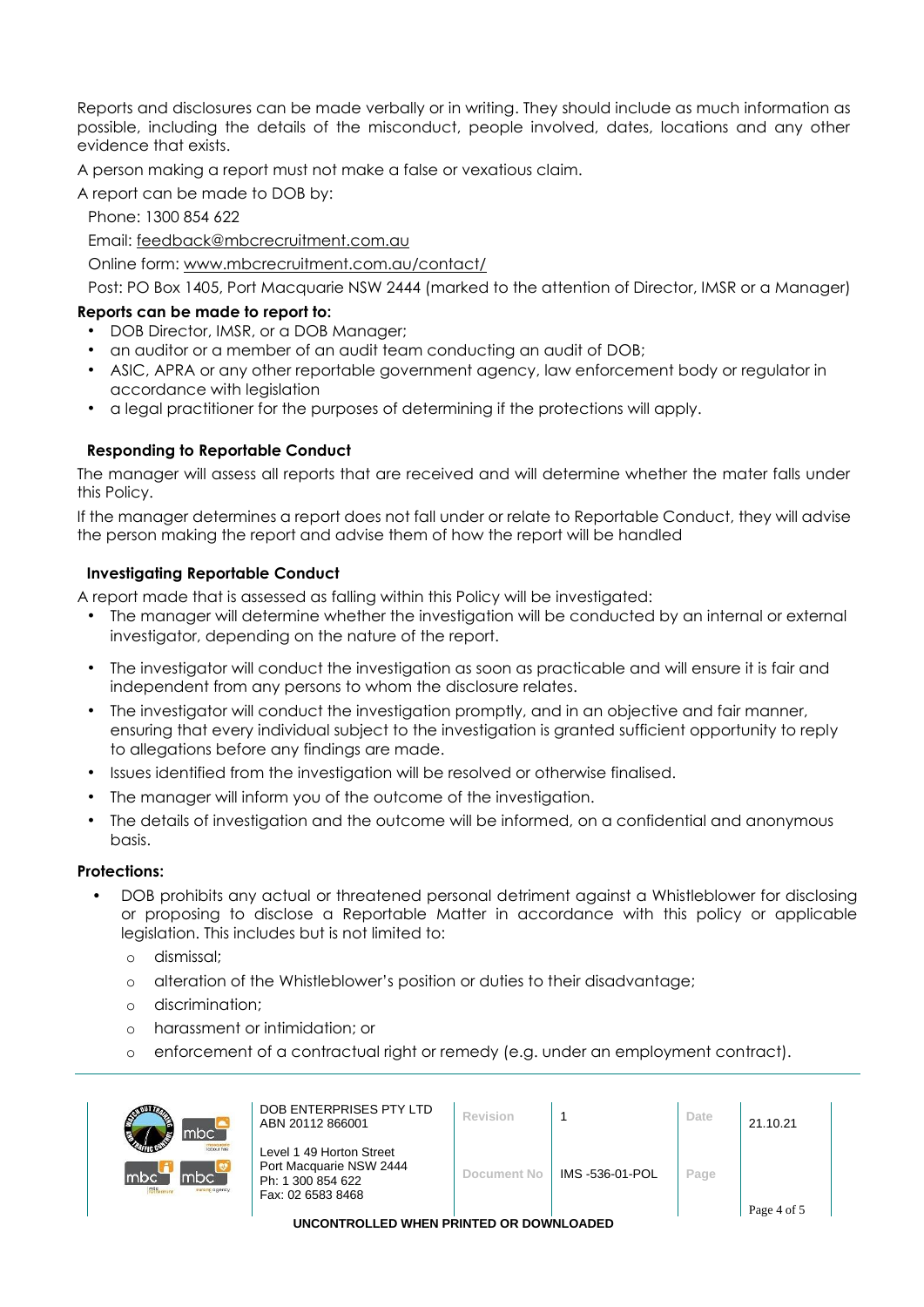Reports and disclosures can be made verbally or in writing. They should include as much information as possible, including the details of the misconduct, people involved, dates, locations and any other evidence that exists.

A person making a report must not make a false or vexatious claim.

A report can be made to DOB by:

Phone: 1300 854 622

Email: feedback@mbcrecruitment.com.au

Online form: www.mbcrecruitment.com.au/contact/

Post: PO Box 1405, Port Macquarie NSW 2444 (marked to the attention of Director, IMSR or a Manager)

**Reports can be made to report to:**

- DOB Director, IMSR, or a DOB Manager;
- an auditor or a member of an audit team conducting an audit of DOB;
- ASIC, APRA or any other reportable government agency, law enforcement body or regulator in accordance with legislation
- a legal practitioner for the purposes of determining if the protections will apply.

**Responding to Reportable Conduct**

The manager will assess all reports that are received and will determine whether the mater falls under this Policy.

If the manager determines a report does not fall under or relate to Reportable Conduct, they will advise the person making the report and advise them of how the report will be handled

**Investigating Reportable Conduct**

A report made that is assessed as falling within this Policy will be investigated:

- The manager will determine whether the investigation will be conducted by an internal or external investigator, depending on the nature of the report.
- The investigator will conduct the investigation as soon as practicable and will ensure it is fair and independent from any persons to whom the disclosure relates.
- The investigator will conduct the investigation promptly, and in an objective and fair manner, ensuring that every individual subject to the investigation is granted sufficient opportunity to reply to allegations before any findings are made.
- Issues identified from the investigation will be resolved or otherwise finalised.
- The manager will inform you of the outcome of the investigation.
- The details of investigation and the outcome will be informed, on a confidential and anonymous basis.

**Protections:**

- DOB prohibits any actual or threatened personal detriment against a Whistleblower for disclosing or proposing to disclose a Reportable Matter in accordance with this policy or applicable legislation. This includes but is not limited to:
  - dismissal;
  - alteration of the Whistleblower's position or duties to their disadvantage;
  - discrimination;
  - harassment or intimidation; or
  - enforcement of a contractual right or remedy (e.g. under an employment contract).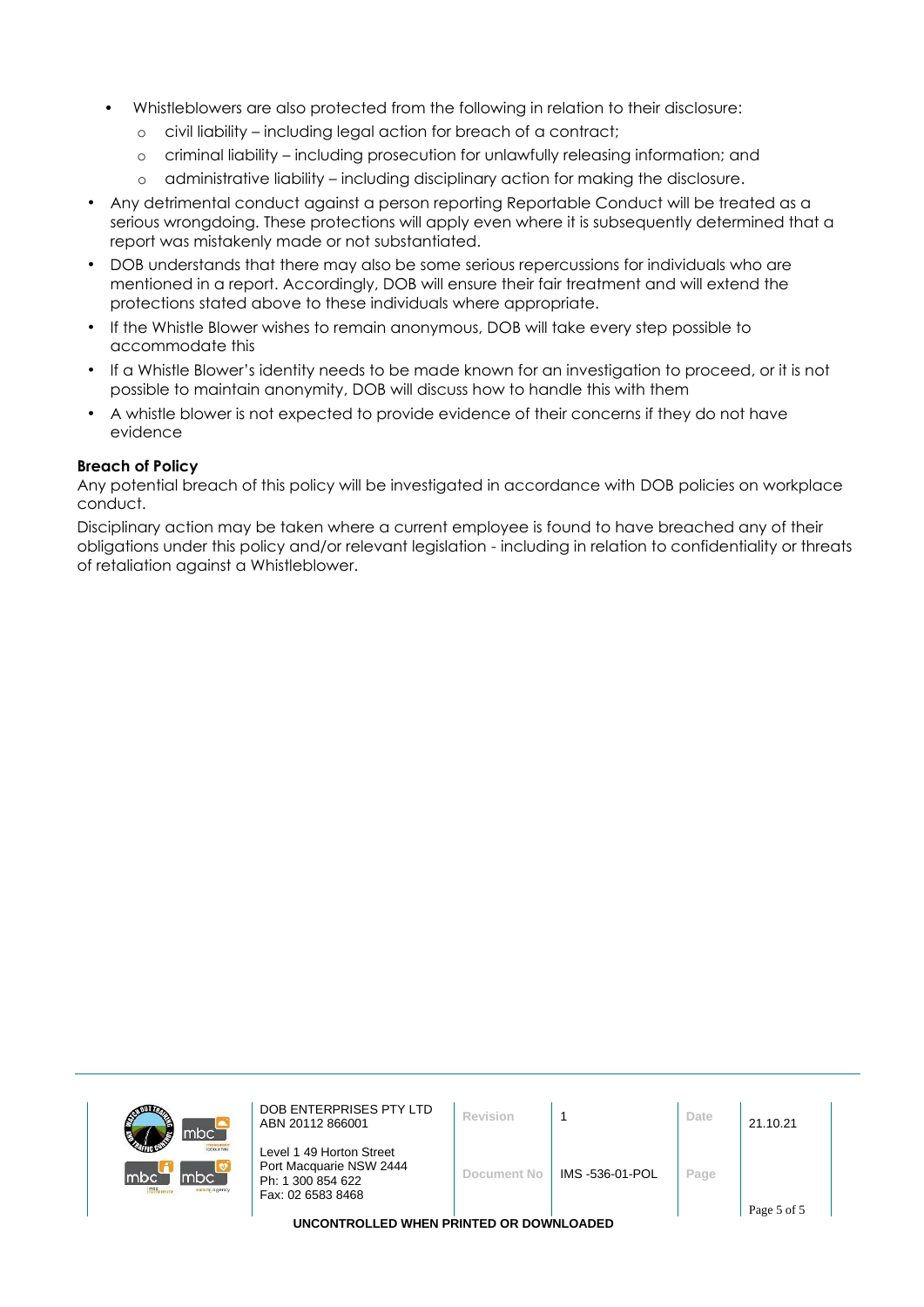- Whistleblowers are also protected from the following in relation to their disclosure:
  - civil liability – including legal action for breach of a contract;
  - criminal liability – including prosecution for unlawfully releasing information; and
  - administrative liability – including disciplinary action for making the disclosure.
- Any detrimental conduct against a person reporting Reportable Conduct will be treated as a serious wrongdoing. These protections will apply even where it is subsequently determined that a report was mistakenly made or not substantiated.
- DOB understands that there may also be some serious repercussions for individuals who are mentioned in a report. Accordingly, DOB will ensure their fair treatment and will extend the protections stated above to these individuals where appropriate.
- If the Whistle Blower wishes to remain anonymous, DOB will take every step possible to accommodate this
- If a Whistle Blower's identity needs to be made known for an investigation to proceed, or it is not possible to maintain anonymity, DOB will discuss how to handle this with them
- A whistle blower is not expected to provide evidence of their concerns if they do not have evidence

**Breach of Policy**

Any potential breach of this policy will be investigated in accordance with DOB policies on workplace conduct.

Disciplinary action may be taken where a current employee is found to have breached any of their obligations under this policy and/or relevant legislation - including in relation to confidentiality or threats of retaliation against a Whistleblower.